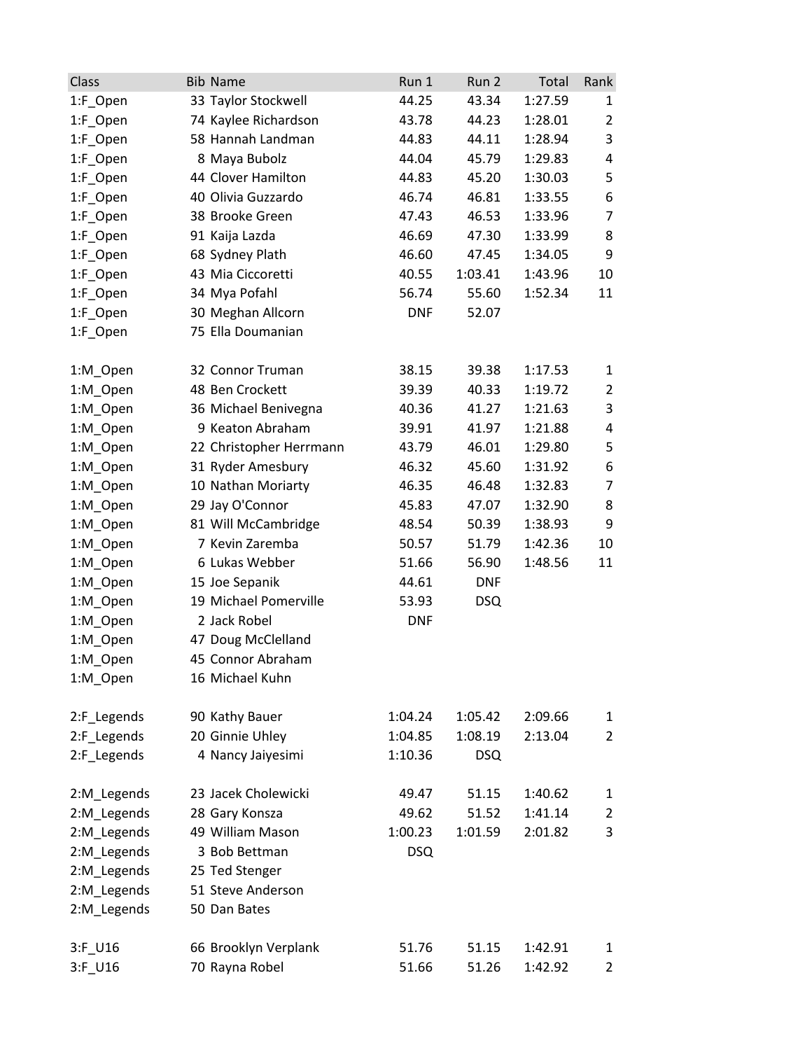| Class | Bib | Name | Run 1 | Run 2 | Total | Rank |
|---|---|---|---|---|---|---|
| 1:F_Open | 33 | Taylor Stockwell | 44.25 | 43.34 | 1:27.59 | 1 |
| 1:F_Open | 74 | Kaylee Richardson | 43.78 | 44.23 | 1:28.01 | 2 |
| 1:F_Open | 58 | Hannah Landman | 44.83 | 44.11 | 1:28.94 | 3 |
| 1:F_Open | 8 | Maya Bubolz | 44.04 | 45.79 | 1:29.83 | 4 |
| 1:F_Open | 44 | Clover Hamilton | 44.83 | 45.20 | 1:30.03 | 5 |
| 1:F_Open | 40 | Olivia Guzzardo | 46.74 | 46.81 | 1:33.55 | 6 |
| 1:F_Open | 38 | Brooke Green | 47.43 | 46.53 | 1:33.96 | 7 |
| 1:F_Open | 91 | Kaija Lazda | 46.69 | 47.30 | 1:33.99 | 8 |
| 1:F_Open | 68 | Sydney Plath | 46.60 | 47.45 | 1:34.05 | 9 |
| 1:F_Open | 43 | Mia Ciccoretti | 40.55 | 1:03.41 | 1:43.96 | 10 |
| 1:F_Open | 34 | Mya Pofahl | 56.74 | 55.60 | 1:52.34 | 11 |
| 1:F_Open | 30 | Meghan Allcorn | DNF | 52.07 | | |
| 1:F_Open | 75 | Ella Doumanian | | | | |
| | | | | | | |
| 1:M_Open | 32 | Connor Truman | 38.15 | 39.38 | 1:17.53 | 1 |
| 1:M_Open | 48 | Ben Crockett | 39.39 | 40.33 | 1:19.72 | 2 |
| 1:M_Open | 36 | Michael Benivegna | 40.36 | 41.27 | 1:21.63 | 3 |
| 1:M_Open | 9 | Keaton Abraham | 39.91 | 41.97 | 1:21.88 | 4 |
| 1:M_Open | 22 | Christopher Herrmann | 43.79 | 46.01 | 1:29.80 | 5 |
| 1:M_Open | 31 | Ryder Amesbury | 46.32 | 45.60 | 1:31.92 | 6 |
| 1:M_Open | 10 | Nathan Moriarty | 46.35 | 46.48 | 1:32.83 | 7 |
| 1:M_Open | 29 | Jay O'Connor | 45.83 | 47.07 | 1:32.90 | 8 |
| 1:M_Open | 81 | Will McCambridge | 48.54 | 50.39 | 1:38.93 | 9 |
| 1:M_Open | 7 | Kevin Zaremba | 50.57 | 51.79 | 1:42.36 | 10 |
| 1:M_Open | 6 | Lukas Webber | 51.66 | 56.90 | 1:48.56 | 11 |
| 1:M_Open | 15 | Joe Sepanik | 44.61 | DNF | | |
| 1:M_Open | 19 | Michael Pomerville | 53.93 | DSQ | | |
| 1:M_Open | 2 | Jack Robel | DNF | | | |
| 1:M_Open | 47 | Doug McClelland | | | | |
| 1:M_Open | 45 | Connor Abraham | | | | |
| 1:M_Open | 16 | Michael Kuhn | | | | |
| | | | | | | |
| 2:F_Legends | 90 | Kathy Bauer | 1:04.24 | 1:05.42 | 2:09.66 | 1 |
| 2:F_Legends | 20 | Ginnie Uhley | 1:04.85 | 1:08.19 | 2:13.04 | 2 |
| 2:F_Legends | 4 | Nancy Jaiyesimi | 1:10.36 | DSQ | | |
| | | | | | | |
| 2:M_Legends | 23 | Jacek Cholewicki | 49.47 | 51.15 | 1:40.62 | 1 |
| 2:M_Legends | 28 | Gary Konsza | 49.62 | 51.52 | 1:41.14 | 2 |
| 2:M_Legends | 49 | William Mason | 1:00.23 | 1:01.59 | 2:01.82 | 3 |
| 2:M_Legends | 3 | Bob Bettman | DSQ | | | |
| 2:M_Legends | 25 | Ted Stenger | | | | |
| 2:M_Legends | 51 | Steve Anderson | | | | |
| 2:M_Legends | 50 | Dan Bates | | | | |
| | | | | | | |
| 3:F_U16 | 66 | Brooklyn Verplank | 51.76 | 51.15 | 1:42.91 | 1 |
| 3:F_U16 | 70 | Rayna Robel | 51.66 | 51.26 | 1:42.92 | 2 |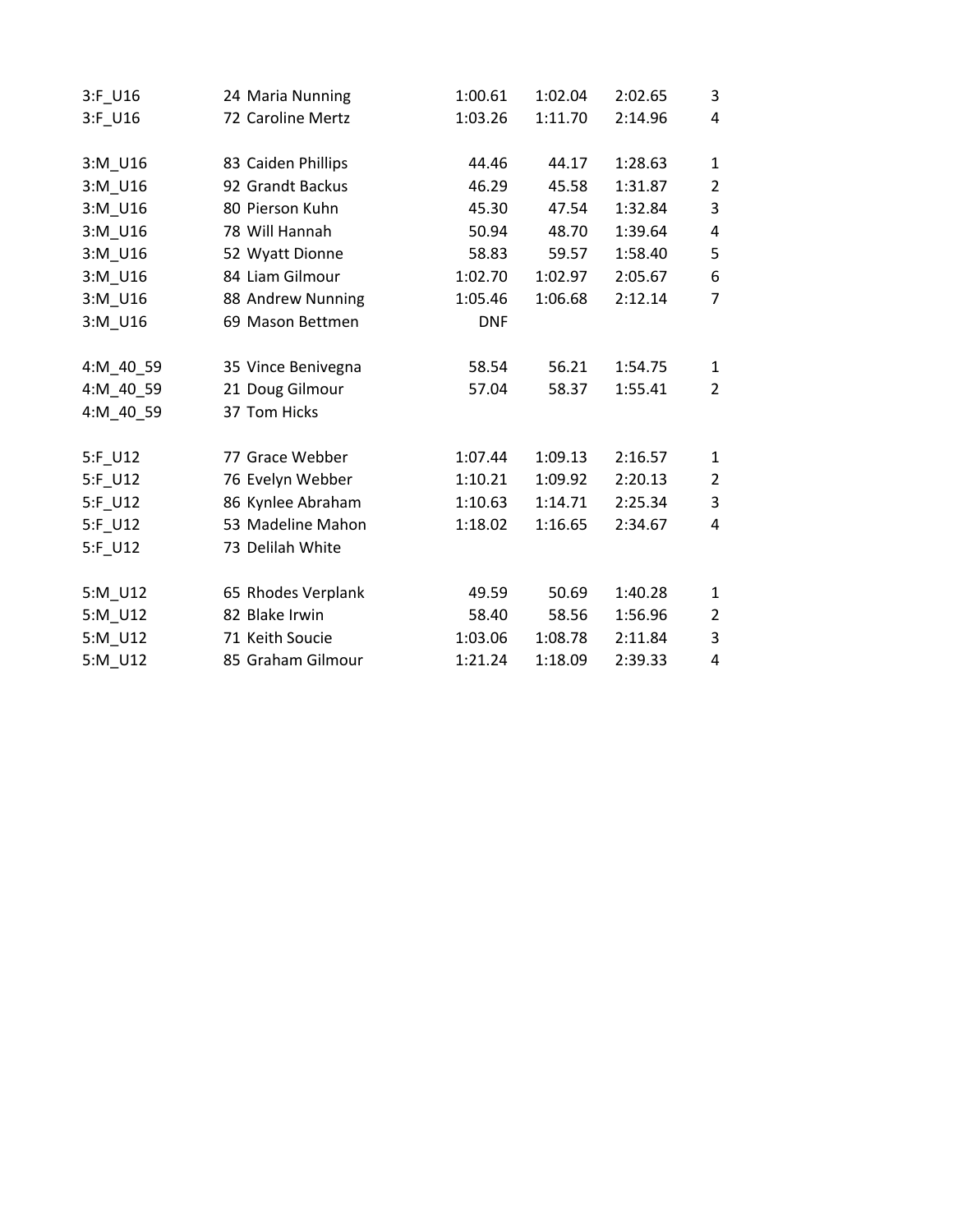| | | | | | |
|---|---|---|---|---|---|
| 3:F_U16 | 24 Maria Nunning | 1:00.61 | 1:02.04 | 2:02.65 | 3 |
| 3:F_U16 | 72 Caroline Mertz | 1:03.26 | 1:11.70 | 2:14.96 | 4 |
| | | | | | |
| 3:M_U16 | 83 Caiden Phillips | 44.46 | 44.17 | 1:28.63 | 1 |
| 3:M_U16 | 92 Grandt Backus | 46.29 | 45.58 | 1:31.87 | 2 |
| 3:M_U16 | 80 Pierson Kuhn | 45.30 | 47.54 | 1:32.84 | 3 |
| 3:M_U16 | 78 Will Hannah | 50.94 | 48.70 | 1:39.64 | 4 |
| 3:M_U16 | 52 Wyatt Dionne | 58.83 | 59.57 | 1:58.40 | 5 |
| 3:M_U16 | 84 Liam Gilmour | 1:02.70 | 1:02.97 | 2:05.67 | 6 |
| 3:M_U16 | 88 Andrew Nunning | 1:05.46 | 1:06.68 | 2:12.14 | 7 |
| 3:M_U16 | 69 Mason Bettmen | DNF | | | |
| | | | | | |
| 4:M_40_59 | 35 Vince Benivegna | 58.54 | 56.21 | 1:54.75 | 1 |
| 4:M_40_59 | 21 Doug Gilmour | 57.04 | 58.37 | 1:55.41 | 2 |
| 4:M_40_59 | 37 Tom Hicks | | | | |
| | | | | | |
| 5:F_U12 | 77 Grace Webber | 1:07.44 | 1:09.13 | 2:16.57 | 1 |
| 5:F_U12 | 76 Evelyn Webber | 1:10.21 | 1:09.92 | 2:20.13 | 2 |
| 5:F_U12 | 86 Kynlee Abraham | 1:10.63 | 1:14.71 | 2:25.34 | 3 |
| 5:F_U12 | 53 Madeline Mahon | 1:18.02 | 1:16.65 | 2:34.67 | 4 |
| 5:F_U12 | 73 Delilah White | | | | |
| | | | | | |
| 5:M_U12 | 65 Rhodes Verplank | 49.59 | 50.69 | 1:40.28 | 1 |
| 5:M_U12 | 82 Blake Irwin | 58.40 | 58.56 | 1:56.96 | 2 |
| 5:M_U12 | 71 Keith Soucie | 1:03.06 | 1:08.78 | 2:11.84 | 3 |
| 5:M_U12 | 85 Graham Gilmour | 1:21.24 | 1:18.09 | 2:39.33 | 4 |